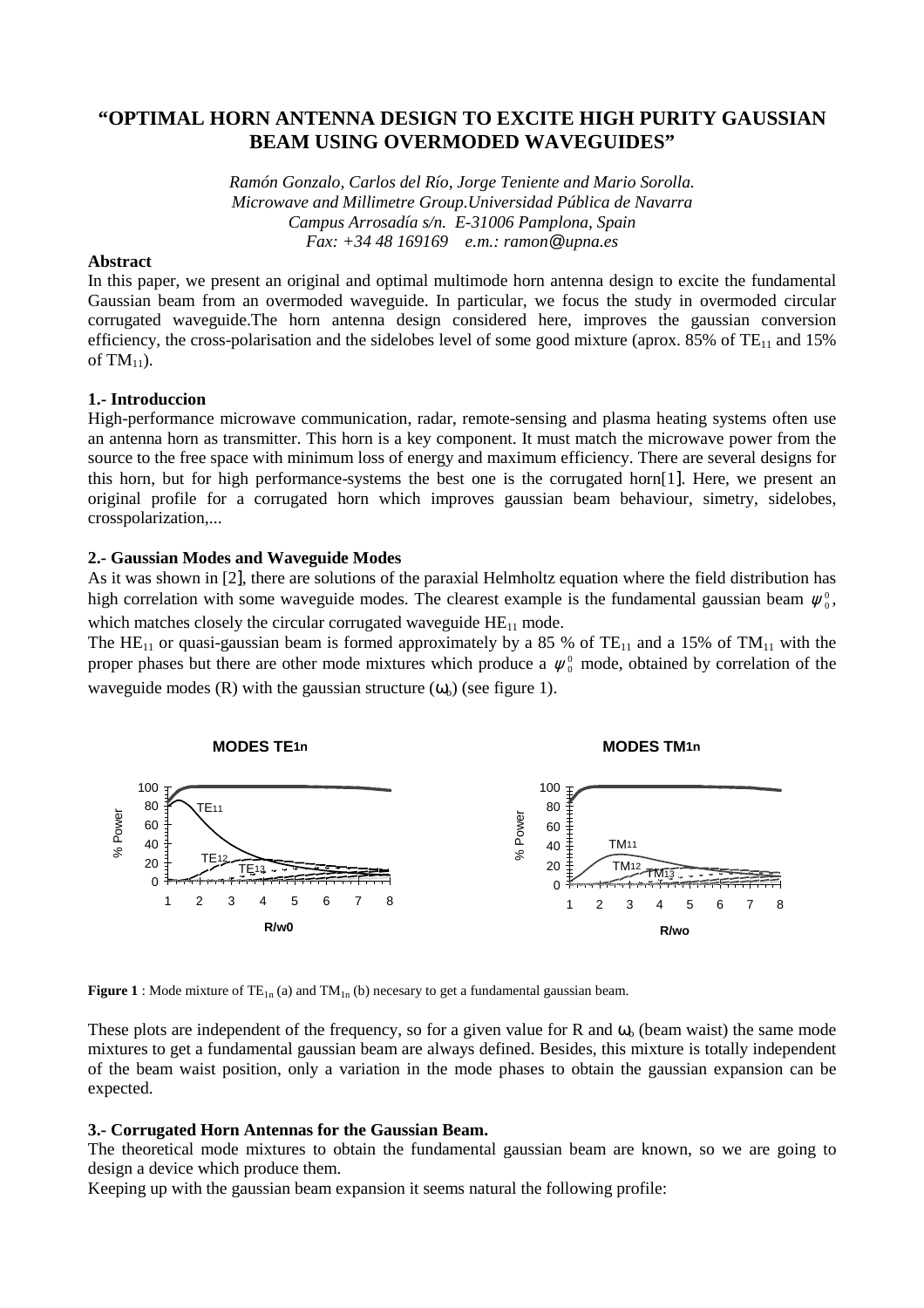# "OPTIMAL HORN ANTENNA DESIGN TO EXCITE HIGH PURITY GAUSSIAN BEAM USING OVERMODED WAVEGUIDES"

*Ramón Gonzalo, Carlos del Río, Jorge Teniente and Mario Sorolla.*
*Microwave and Millimetre Group.Universidad Pública de Navarra*
*Campus Arrosadía s/n. E-31006 Pamplona, Spain*
*Fax: +34 48 169169 e.m.: ramon@upna.es*

**Abstract**

In this paper, we present an original and optimal multimode horn antenna design to excite the fundamental Gaussian beam from an overmoded waveguide. In particular, we focus the study in overmoded circular corrugated waveguide.The horn antenna design considered here, improves the gaussian conversion efficiency, the cross-polarisation and the sidelobes level of some good mixture (aprox. 85% of $TE_{11}$ and 15% of $TM_{11}$).

**1.- Introduccion**

High-performance microwave communication, radar, remote-sensing and plasma heating systems often use an antenna horn as transmitter. This horn is a key component. It must match the microwave power from the source to the free space with minimum loss of energy and maximum efficiency. There are several designs for this horn, but for high performance-systems the best one is the corrugated horn[1]. Here, we present an original profile for a corrugated horn which improves gaussian beam behaviour, simetry, sidelobes, crosspolarization,...

**2.- Gaussian Modes and Waveguide Modes**

As it was shown in [2], there are solutions of the paraxial Helmholtz equation where the field distribution has high correlation with some waveguide modes. The clearest example is the fundamental gaussian beam $\psi_0^0$, which matches closely the circular corrugated waveguide $HE_{11}$ mode.

The $HE_{11}$ or quasi-gaussian beam is formed approximately by a 85 % of $TE_{11}$ and a 15% of $TM_{11}$ with the proper phases but there are other mode mixtures which produce a $\psi_0^0$ mode, obtained by correlation of the waveguide modes (R) with the gaussian structure ($\omega_0$) (see figure 1).

**Figure 1** : Mode mixture of $TE_{1n}$ (a) and $TM_{1n}$ (b) necesary to get a fundamental gaussian beam.

These plots are independent of the frequency, so for a given value for R and $\omega_0$ (beam waist) the same mode mixtures to get a fundamental gaussian beam are always defined. Besides, this mixture is totally independent of the beam waist position, only a variation in the mode phases to obtain the gaussian expansion can be expected.

**3.- Corrugated Horn Antennas for the Gaussian Beam.**

The theoretical mode mixtures to obtain the fundamental gaussian beam are known, so we are going to design a device which produce them.

Keeping up with the gaussian beam expansion it seems natural the following profile: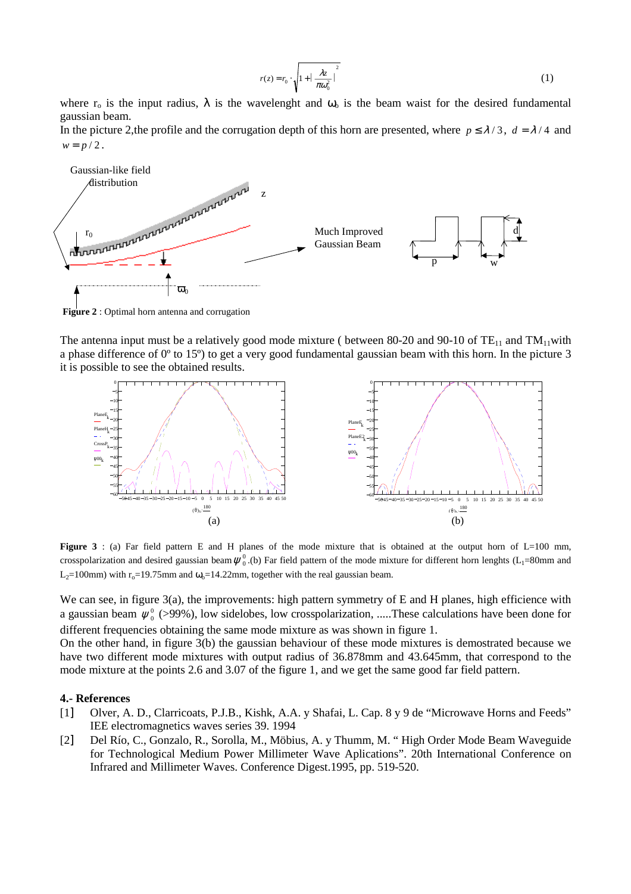$$r(z) = r_0 \cdot \sqrt{1 + \left| \frac{\lambda z}{\pi \omega_0^2} \right|^2} \tag{1}$$

where $r_o$ is the input radius, $\lambda$ is the wavelenght and $\omega_o$ is the beam waist for the desired fundamental gaussian beam.

In the picture 2,the profile and the corrugation depth of this horn are presented, where $p \le \lambda/3$, $d = \lambda/4$ and $w = p/2$.

Gaussian-like field distribution

$r_0$

z

$\omega_0$

Much Improved Gaussian Beam

d

p

w

**Figure 2** : Optimal horn antenna and corrugation

The antenna input must be a relatively good mode mixture ( between 80-20 and 90-10 of $TE_{11}$ and $TM_{11}$with a phase difference of 0º to 15º) to get a very good fundamental gaussian beam with this horn. In the picture 3 it is possible to see the obtained results.

PlaneE$_k$

PlaneH$_k$

CrossP$_k$

ψ00$_k$

0 −5 −10 −15 −20 −25 −30 −35 −40 −45 −50 −55 −60

−50 −45 −40 −35 −30 −25 −20 −15 −10 −5 0 5 10 15 20 25 30 35 40 45 50

$(\theta)_k \cdot \frac{180}{\pi}$

(a)

PlaneE$_k$

PlaneE2$_k$

ψ00$_k$

0 −5 −10 −15 −20 −25 −30 −35 −40 −45 −50 −55 −60

−50 −45 −40 −35 −30 −25 −20 −15 −10 −5 0 5 10 15 20 25 30 35 40 45 50

$(\theta)_k \cdot \frac{180}{\pi}$

(b)

**Figure 3** : (a) Far field pattern E and H planes of the mode mixture that is obtained at the output horn of L=100 mm, crosspolarization and desired gaussian beam $\psi_0^0$.(b) Far field pattern of the mode mixture for different horn lenghts ($L_1$=80mm and $L_2$=100mm) with $r_o$=19.75mm and $\omega_o$=14.22mm, together with the real gaussian beam.

We can see, in figure 3(a), the improvements: high pattern symmetry of E and H planes, high efficience with a gaussian beam $\psi_0^0$ (>99%), low sidelobes, low crosspolarization, .....These calculations have been done for different frequencies obtaining the same mode mixture as was shown in figure 1.

On the other hand, in figure 3(b) the gaussian behaviour of these mode mixtures is demostrated because we have two different mode mixtures with output radius of 36.878mm and 43.645mm, that correspond to the mode mixture at the points 2.6 and 3.07 of the figure 1, and we get the same good far field pattern.

## 4.- References

[1] Olver, A. D., Clarricoats, P.J.B., Kishk, A.A. y Shafai, L. Cap. 8 y 9 de "Microwave Horns and Feeds" IEE electromagnetics waves series 39. 1994

[2] Del Río, C., Gonzalo, R., Sorolla, M., Möbius, A. y Thumm, M. " High Order Mode Beam Waveguide for Technological Medium Power Millimeter Wave Aplications". 20th International Conference on Infrared and Millimeter Waves. Conference Digest.1995, pp. 519-520.